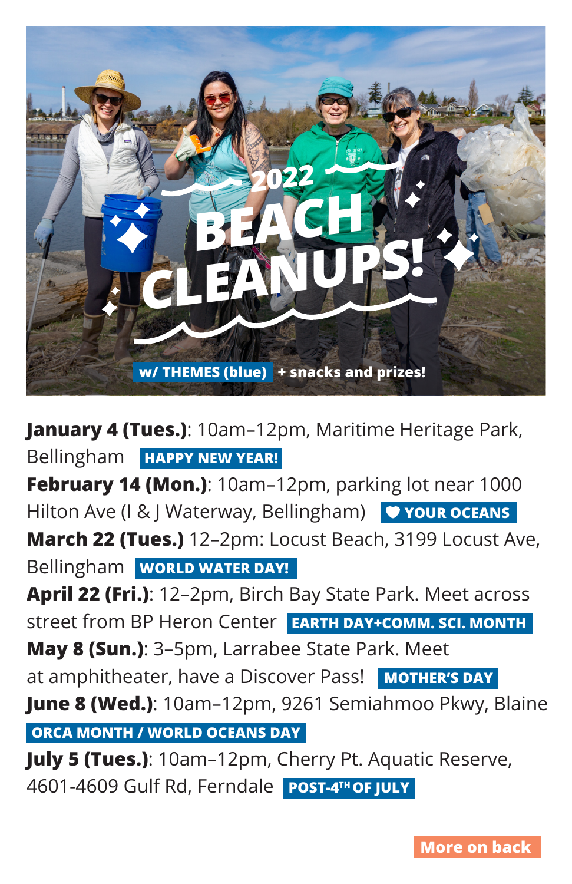# 2022 BEACH CLEANUPS!

w/ THEMES (blue) + snacks and prizes!

**January 4 (Tues.)**: 10am–12pm, Maritime Heritage Park, Bellingham **HAPPY NEW YEAR!**

**February 14 (Mon.)**: 10am–12pm, parking lot near 1000 Hilton Ave (I & J Waterway, Bellingham) **♥ YOUR OCEANS**

**March 22 (Tues.)** 12–2pm: Locust Beach, 3199 Locust Ave, Bellingham **WORLD WATER DAY!**

**April 22 (Fri.)**: 12–2pm, Birch Bay State Park. Meet across street from BP Heron Center **EARTH DAY+COMM. SCI. MONTH**

**May 8 (Sun.)**: 3–5pm, Larrabee State Park. Meet at amphitheater, have a Discover Pass! **MOTHER'S DAY**

**June 8 (Wed.)**: 10am–12pm, 9261 Semiahmoo Pkwy, Blaine **ORCA MONTH / WORLD OCEANS DAY**

**July 5 (Tues.)**: 10am–12pm, Cherry Pt. Aquatic Reserve, 4601-4609 Gulf Rd, Ferndale **POST-4TH OF JULY**

**More on back**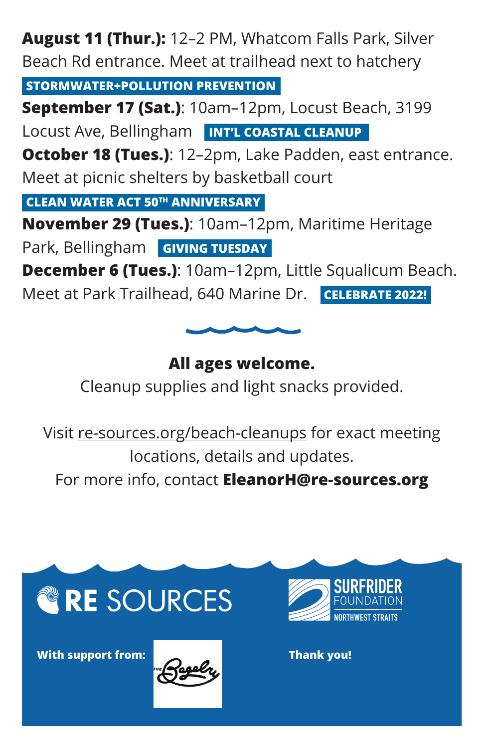**August 11 (Thur.):** 12–2 PM, Whatcom Falls Park, Silver Beach Rd entrance. Meet at trailhead next to hatchery

**STORMWATER+POLLUTION PREVENTION**

**September 17 (Sat.)**: 10am–12pm, Locust Beach, 3199 Locust Ave, Bellingham **INT'L COASTAL CLEANUP**

**October 18 (Tues.)**: 12–2pm, Lake Padden, east entrance. Meet at picnic shelters by basketball court

**CLEAN WATER ACT 50TH ANNIVERSARY**

**November 29 (Tues.)**: 10am–12pm, Maritime Heritage Park, Bellingham **GIVING TUESDAY**

**December 6 (Tues.)**: 10am–12pm, Little Squalicum Beach. Meet at Park Trailhead, 640 Marine Dr. **CELEBRATE 2022!**

**All ages welcome.**

Cleanup supplies and light snacks provided.

Visit re-sources.org/beach-cleanups for exact meeting locations, details and updates.

For more info, contact **EleanorH@re-sources.org**

RE SOURCES

SURFRIDER FOUNDATION NORTHWEST STRAITS

**With support from:** The Bagelry

**Thank you!**